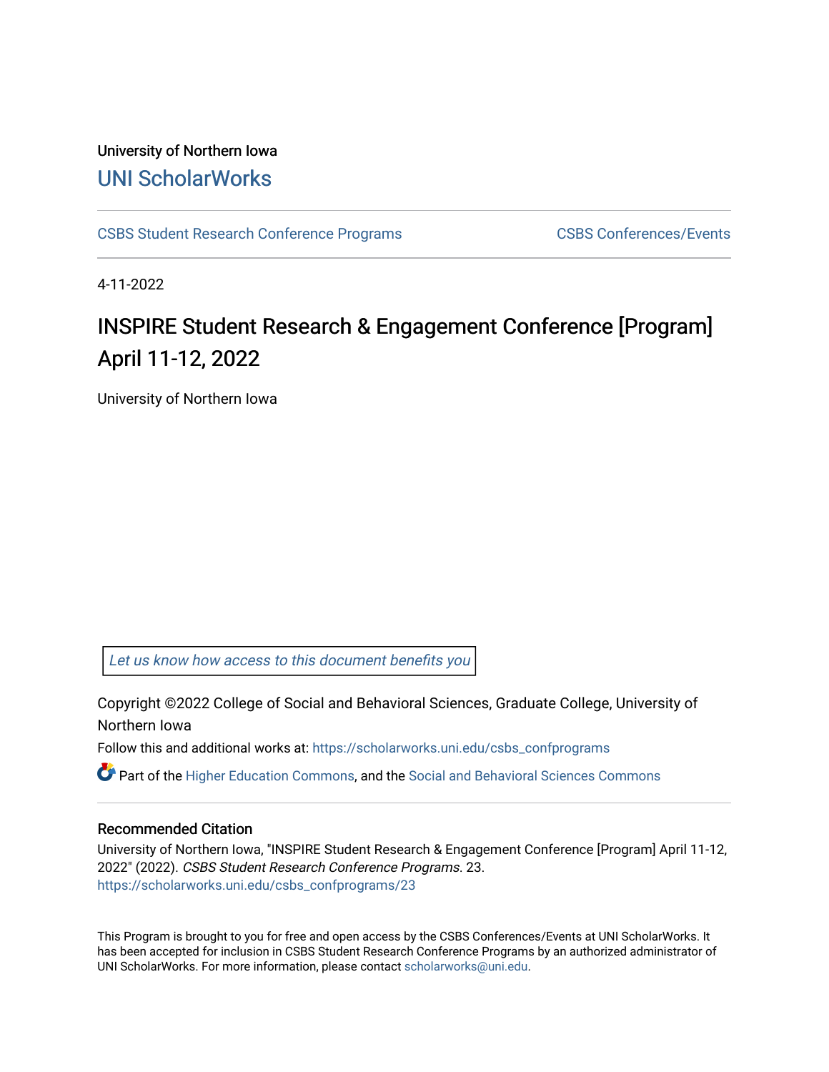University of Northern Iowa

# UNI ScholarWorks

CSBS Student Research Conference Programs | CSBS Conferences/Events

4-11-2022

# INSPIRE Student Research & Engagement Conference [Program] April 11-12, 2022

University of Northern Iowa

*Let us know how access to this document benefits you*

Copyright ©2022 College of Social and Behavioral Sciences, Graduate College, University of Northern Iowa

Follow this and additional works at: https://scholarworks.uni.edu/csbs_confprograms

Part of the Higher Education Commons, and the Social and Behavioral Sciences Commons

## Recommended Citation

University of Northern Iowa, "INSPIRE Student Research & Engagement Conference [Program] April 11-12, 2022" (2022). *CSBS Student Research Conference Programs*. 23.
https://scholarworks.uni.edu/csbs_confprograms/23

This Program is brought to you for free and open access by the CSBS Conferences/Events at UNI ScholarWorks. It has been accepted for inclusion in CSBS Student Research Conference Programs by an authorized administrator of UNI ScholarWorks. For more information, please contact scholarworks@uni.edu.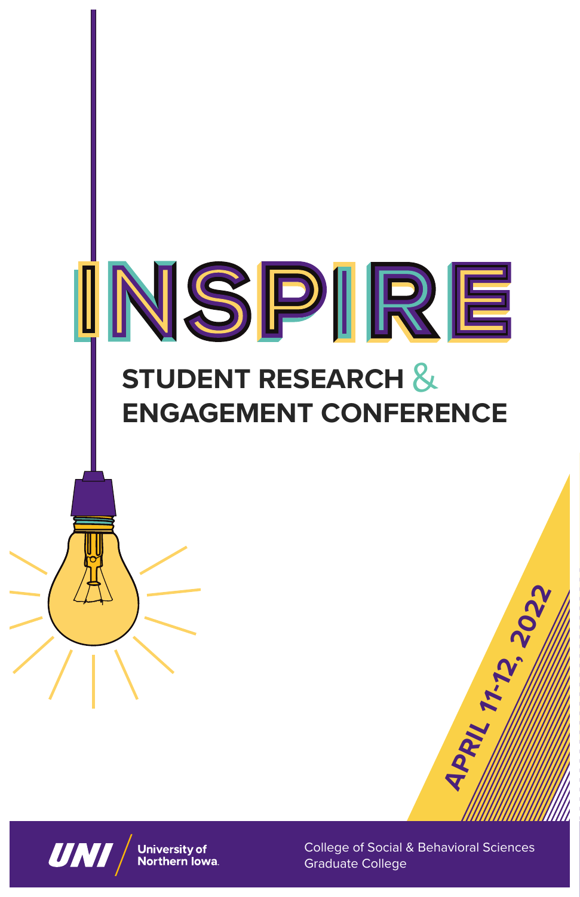# INSPIRE

## STUDENT RESEARCH & ENGAGEMENT CONFERENCE

APRIL 11-12, 2022

UNI University of Northern Iowa

College of Social & Behavioral Sciences
Graduate College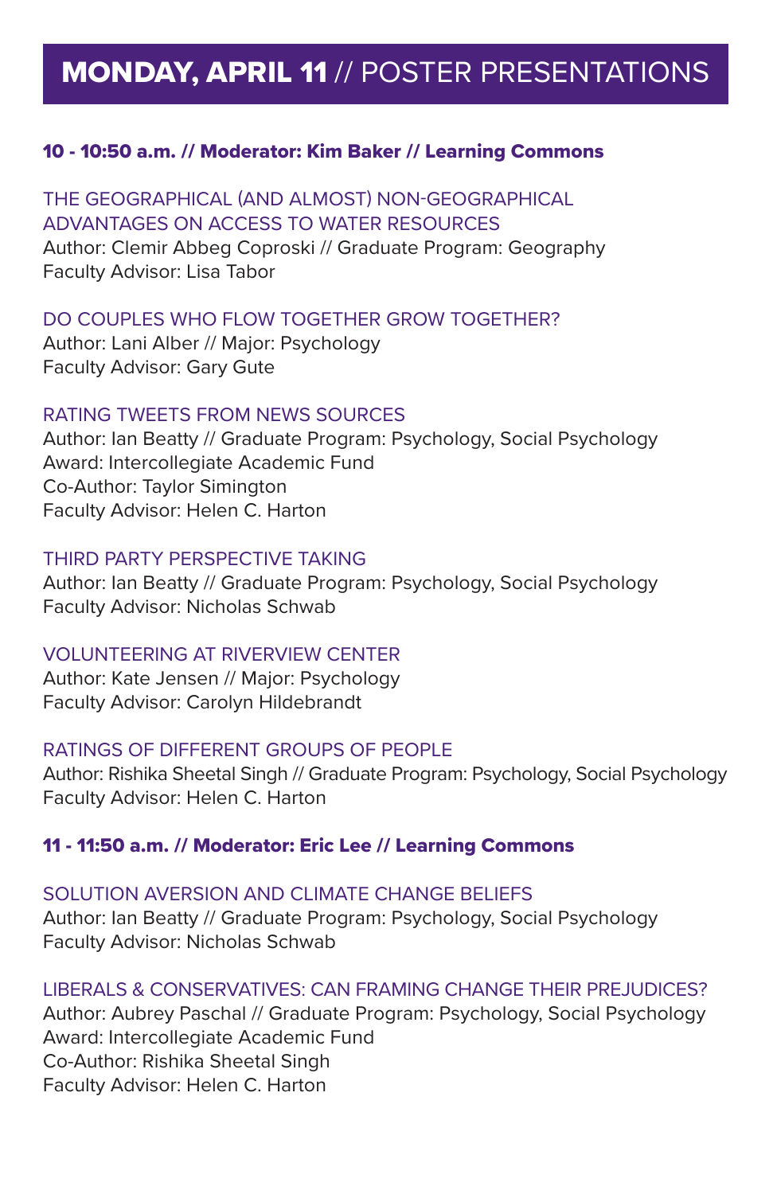# MONDAY, APRIL 11 // POSTER PRESENTATIONS

## 10 - 10:50 a.m. // Moderator: Kim Baker // Learning Commons

### THE GEOGRAPHICAL (AND ALMOST) NON-GEOGRAPHICAL ADVANTAGES ON ACCESS TO WATER RESOURCES

Author: Clemir Abbeg Coproski // Graduate Program: Geography
Faculty Advisor: Lisa Tabor

### DO COUPLES WHO FLOW TOGETHER GROW TOGETHER?

Author: Lani Alber // Major: Psychology
Faculty Advisor: Gary Gute

### RATING TWEETS FROM NEWS SOURCES

Author: Ian Beatty // Graduate Program: Psychology, Social Psychology
Award: Intercollegiate Academic Fund
Co-Author: Taylor Simington
Faculty Advisor: Helen C. Harton

### THIRD PARTY PERSPECTIVE TAKING

Author: Ian Beatty // Graduate Program: Psychology, Social Psychology
Faculty Advisor: Nicholas Schwab

### VOLUNTEERING AT RIVERVIEW CENTER

Author: Kate Jensen // Major: Psychology
Faculty Advisor: Carolyn Hildebrandt

### RATINGS OF DIFFERENT GROUPS OF PEOPLE

Author: Rishika Sheetal Singh // Graduate Program: Psychology, Social Psychology
Faculty Advisor: Helen C. Harton

## 11 - 11:50 a.m. // Moderator: Eric Lee // Learning Commons

### SOLUTION AVERSION AND CLIMATE CHANGE BELIEFS

Author: Ian Beatty // Graduate Program: Psychology, Social Psychology
Faculty Advisor: Nicholas Schwab

### LIBERALS & CONSERVATIVES: CAN FRAMING CHANGE THEIR PREJUDICES?

Author: Aubrey Paschal // Graduate Program: Psychology, Social Psychology
Award: Intercollegiate Academic Fund
Co-Author: Rishika Sheetal Singh
Faculty Advisor: Helen C. Harton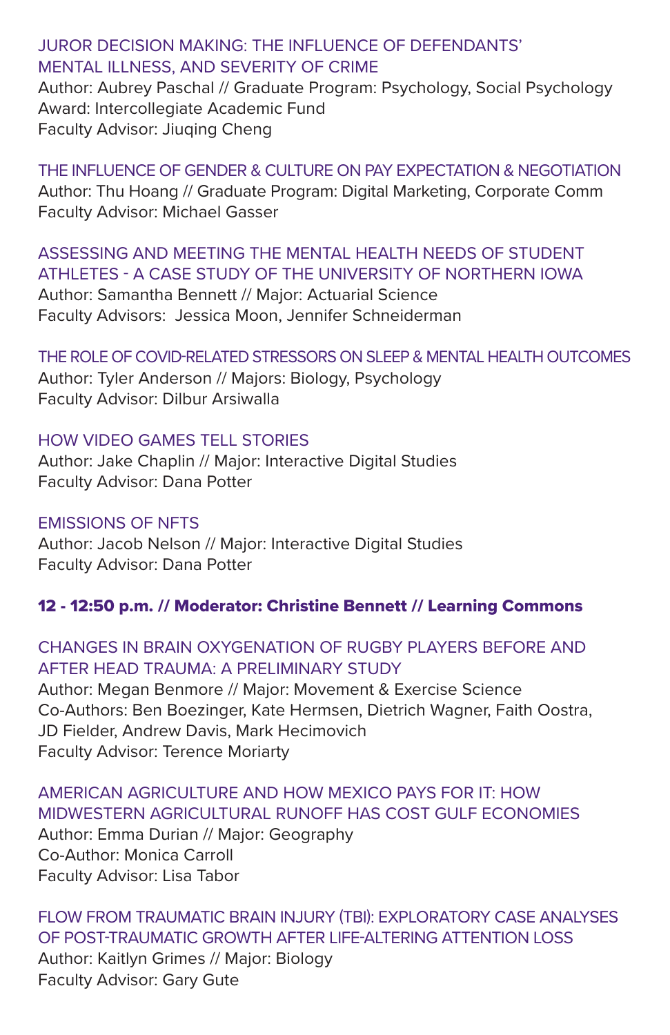### JUROR DECISION MAKING: THE INFLUENCE OF DEFENDANTS' MENTAL ILLNESS, AND SEVERITY OF CRIME

Author: Aubrey Paschal // Graduate Program: Psychology, Social Psychology
Award: Intercollegiate Academic Fund
Faculty Advisor: Jiuqing Cheng

### THE INFLUENCE OF GENDER & CULTURE ON PAY EXPECTATION & NEGOTIATION

Author: Thu Hoang // Graduate Program: Digital Marketing, Corporate Comm
Faculty Advisor: Michael Gasser

### ASSESSING AND MEETING THE MENTAL HEALTH NEEDS OF STUDENT ATHLETES - A CASE STUDY OF THE UNIVERSITY OF NORTHERN IOWA

Author: Samantha Bennett // Major: Actuarial Science
Faculty Advisors: Jessica Moon, Jennifer Schneiderman

### THE ROLE OF COVID-RELATED STRESSORS ON SLEEP & MENTAL HEALTH OUTCOMES

Author: Tyler Anderson // Majors: Biology, Psychology
Faculty Advisor: Dilbur Arsiwalla

### HOW VIDEO GAMES TELL STORIES

Author: Jake Chaplin // Major: Interactive Digital Studies
Faculty Advisor: Dana Potter

### EMISSIONS OF NFTS

Author: Jacob Nelson // Major: Interactive Digital Studies
Faculty Advisor: Dana Potter

**12 - 12:50 p.m. // Moderator: Christine Bennett // Learning Commons**

### CHANGES IN BRAIN OXYGENATION OF RUGBY PLAYERS BEFORE AND AFTER HEAD TRAUMA: A PRELIMINARY STUDY

Author: Megan Benmore // Major: Movement & Exercise Science
Co-Authors: Ben Boezinger, Kate Hermsen, Dietrich Wagner, Faith Oostra, JD Fielder, Andrew Davis, Mark Hecimovich
Faculty Advisor: Terence Moriarty

### AMERICAN AGRICULTURE AND HOW MEXICO PAYS FOR IT: HOW MIDWESTERN AGRICULTURAL RUNOFF HAS COST GULF ECONOMIES

Author: Emma Durian // Major: Geography
Co-Author: Monica Carroll
Faculty Advisor: Lisa Tabor

### FLOW FROM TRAUMATIC BRAIN INJURY (TBI): EXPLORATORY CASE ANALYSES OF POST-TRAUMATIC GROWTH AFTER LIFE-ALTERING ATTENTION LOSS

Author: Kaitlyn Grimes // Major: Biology
Faculty Advisor: Gary Gute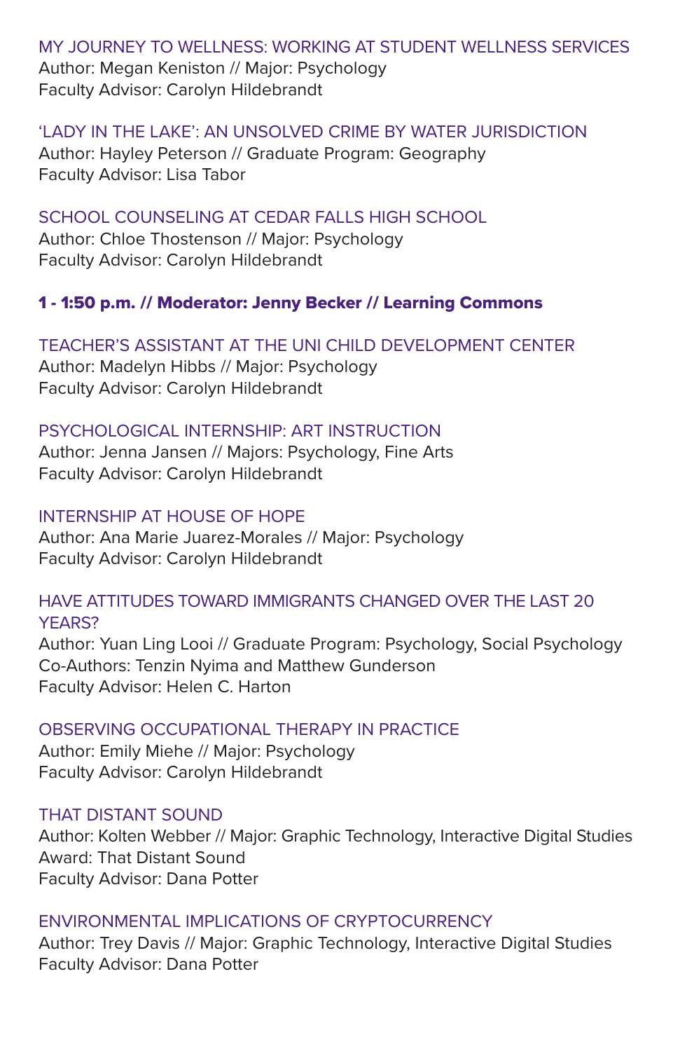MY JOURNEY TO WELLNESS: WORKING AT STUDENT WELLNESS SERVICES
Author: Megan Keniston // Major: Psychology
Faculty Advisor: Carolyn Hildebrandt

'LADY IN THE LAKE': AN UNSOLVED CRIME BY WATER JURISDICTION
Author: Hayley Peterson // Graduate Program: Geography
Faculty Advisor: Lisa Tabor

SCHOOL COUNSELING AT CEDAR FALLS HIGH SCHOOL
Author: Chloe Thostenson // Major: Psychology
Faculty Advisor: Carolyn Hildebrandt

**1 - 1:50 p.m. // Moderator: Jenny Becker // Learning Commons**

TEACHER'S ASSISTANT AT THE UNI CHILD DEVELOPMENT CENTER
Author: Madelyn Hibbs // Major: Psychology
Faculty Advisor: Carolyn Hildebrandt

PSYCHOLOGICAL INTERNSHIP: ART INSTRUCTION
Author: Jenna Jansen // Majors: Psychology, Fine Arts
Faculty Advisor: Carolyn Hildebrandt

INTERNSHIP AT HOUSE OF HOPE
Author: Ana Marie Juarez-Morales // Major: Psychology
Faculty Advisor: Carolyn Hildebrandt

HAVE ATTITUDES TOWARD IMMIGRANTS CHANGED OVER THE LAST 20 YEARS?
Author: Yuan Ling Looi // Graduate Program: Psychology, Social Psychology
Co-Authors: Tenzin Nyima and Matthew Gunderson
Faculty Advisor: Helen C. Harton

OBSERVING OCCUPATIONAL THERAPY IN PRACTICE
Author: Emily Miehe // Major: Psychology
Faculty Advisor: Carolyn Hildebrandt

THAT DISTANT SOUND
Author: Kolten Webber // Major: Graphic Technology, Interactive Digital Studies
Award: That Distant Sound
Faculty Advisor: Dana Potter

ENVIRONMENTAL IMPLICATIONS OF CRYPTOCURRENCY
Author: Trey Davis // Major: Graphic Technology, Interactive Digital Studies
Faculty Advisor: Dana Potter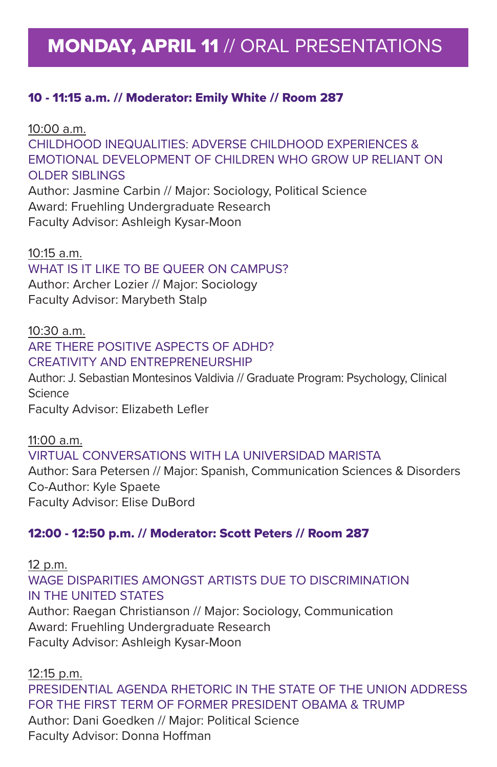# **MONDAY, APRIL 11** // ORAL PRESENTATIONS

### 10 - 11:15 a.m. // Moderator: Emily White // Room 287

10:00 a.m.
CHILDHOOD INEQUALITIES: ADVERSE CHILDHOOD EXPERIENCES & EMOTIONAL DEVELOPMENT OF CHILDREN WHO GROW UP RELIANT ON OLDER SIBLINGS
Author: Jasmine Carbin // Major: Sociology, Political Science
Award: Fruehling Undergraduate Research
Faculty Advisor: Ashleigh Kysar-Moon

10:15 a.m.
WHAT IS IT LIKE TO BE QUEER ON CAMPUS?
Author: Archer Lozier // Major: Sociology
Faculty Advisor: Marybeth Stalp

10:30 a.m.
ARE THERE POSITIVE ASPECTS OF ADHD? CREATIVITY AND ENTREPRENEURSHIP
Author: J. Sebastian Montesinos Valdivia // Graduate Program: Psychology, Clinical Science
Faculty Advisor: Elizabeth Lefler

11:00 a.m.
VIRTUAL CONVERSATIONS WITH LA UNIVERSIDAD MARISTA
Author: Sara Petersen // Major: Spanish, Communication Sciences & Disorders
Co-Author: Kyle Spaete
Faculty Advisor: Elise DuBord

### 12:00 - 12:50 p.m. // Moderator: Scott Peters // Room 287

12 p.m.
WAGE DISPARITIES AMONGST ARTISTS DUE TO DISCRIMINATION IN THE UNITED STATES
Author: Raegan Christianson // Major: Sociology, Communication
Award: Fruehling Undergraduate Research
Faculty Advisor: Ashleigh Kysar-Moon

12:15 p.m.
PRESIDENTIAL AGENDA RHETORIC IN THE STATE OF THE UNION ADDRESS FOR THE FIRST TERM OF FORMER PRESIDENT OBAMA & TRUMP
Author: Dani Goedken // Major: Political Science
Faculty Advisor: Donna Hoffman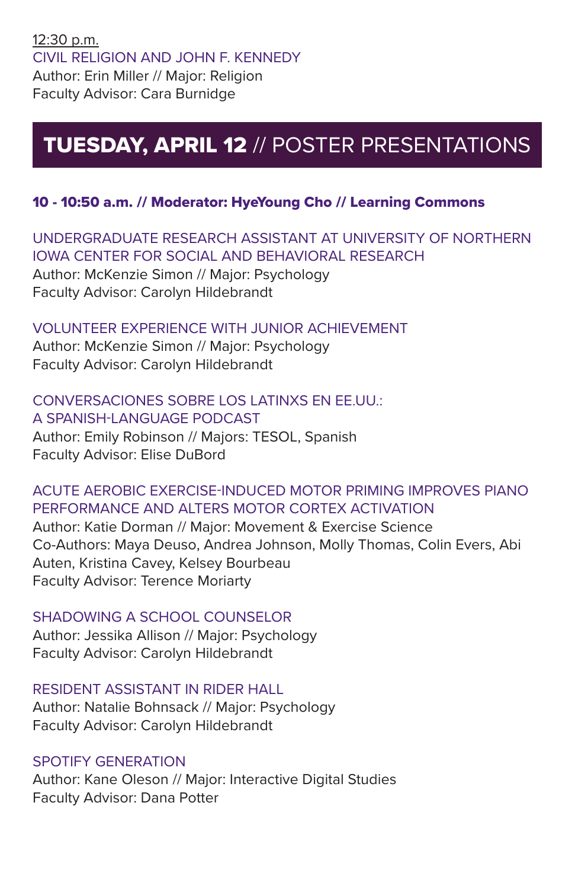12:30 p.m.
CIVIL RELIGION AND JOHN F. KENNEDY
Author: Erin Miller // Major: Religion
Faculty Advisor: Cara Burnidge

## TUESDAY, APRIL 12 // POSTER PRESENTATIONS

**10 - 10:50 a.m. // Moderator: HyeYoung Cho // Learning Commons**

UNDERGRADUATE RESEARCH ASSISTANT AT UNIVERSITY OF NORTHERN IOWA CENTER FOR SOCIAL AND BEHAVIORAL RESEARCH
Author: McKenzie Simon // Major: Psychology
Faculty Advisor: Carolyn Hildebrandt

VOLUNTEER EXPERIENCE WITH JUNIOR ACHIEVEMENT
Author: McKenzie Simon // Major: Psychology
Faculty Advisor: Carolyn Hildebrandt

CONVERSACIONES SOBRE LOS LATINXS EN EE.UU.: A SPANISH-LANGUAGE PODCAST
Author: Emily Robinson // Majors: TESOL, Spanish
Faculty Advisor: Elise DuBord

ACUTE AEROBIC EXERCISE-INDUCED MOTOR PRIMING IMPROVES PIANO PERFORMANCE AND ALTERS MOTOR CORTEX ACTIVATION
Author: Katie Dorman // Major: Movement & Exercise Science
Co-Authors: Maya Deuso, Andrea Johnson, Molly Thomas, Colin Evers, Abi Auten, Kristina Cavey, Kelsey Bourbeau
Faculty Advisor: Terence Moriarty

SHADOWING A SCHOOL COUNSELOR
Author: Jessika Allison // Major: Psychology
Faculty Advisor: Carolyn Hildebrandt

RESIDENT ASSISTANT IN RIDER HALL
Author: Natalie Bohnsack // Major: Psychology
Faculty Advisor: Carolyn Hildebrandt

SPOTIFY GENERATION
Author: Kane Oleson // Major: Interactive Digital Studies
Faculty Advisor: Dana Potter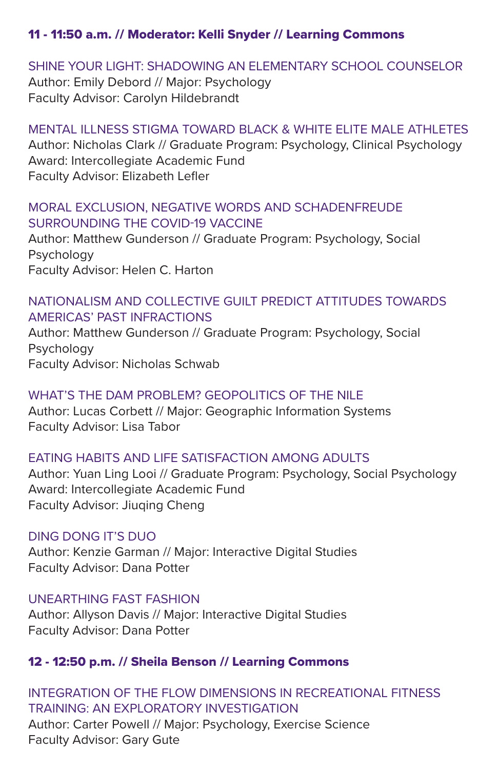### 11 - 11:50 a.m. // Moderator: Kelli Snyder // Learning Commons

SHINE YOUR LIGHT: SHADOWING AN ELEMENTARY SCHOOL COUNSELOR
Author: Emily Debord // Major: Psychology
Faculty Advisor: Carolyn Hildebrandt

MENTAL ILLNESS STIGMA TOWARD BLACK & WHITE ELITE MALE ATHLETES
Author: Nicholas Clark // Graduate Program: Psychology, Clinical Psychology
Award: Intercollegiate Academic Fund
Faculty Advisor: Elizabeth Lefler

MORAL EXCLUSION, NEGATIVE WORDS AND SCHADENFREUDE SURROUNDING THE COVID-19 VACCINE
Author: Matthew Gunderson // Graduate Program: Psychology, Social Psychology
Faculty Advisor: Helen C. Harton

NATIONALISM AND COLLECTIVE GUILT PREDICT ATTITUDES TOWARDS AMERICAS' PAST INFRACTIONS
Author: Matthew Gunderson // Graduate Program: Psychology, Social Psychology
Faculty Advisor: Nicholas Schwab

WHAT'S THE DAM PROBLEM? GEOPOLITICS OF THE NILE
Author: Lucas Corbett // Major: Geographic Information Systems
Faculty Advisor: Lisa Tabor

EATING HABITS AND LIFE SATISFACTION AMONG ADULTS
Author: Yuan Ling Looi // Graduate Program: Psychology, Social Psychology
Award: Intercollegiate Academic Fund
Faculty Advisor: Jiuqing Cheng

DING DONG IT'S DUO
Author: Kenzie Garman // Major: Interactive Digital Studies
Faculty Advisor: Dana Potter

UNEARTHING FAST FASHION
Author: Allyson Davis // Major: Interactive Digital Studies
Faculty Advisor: Dana Potter

### 12 - 12:50 p.m. // Sheila Benson // Learning Commons

INTEGRATION OF THE FLOW DIMENSIONS IN RECREATIONAL FITNESS TRAINING: AN EXPLORATORY INVESTIGATION
Author: Carter Powell // Major: Psychology, Exercise Science
Faculty Advisor: Gary Gute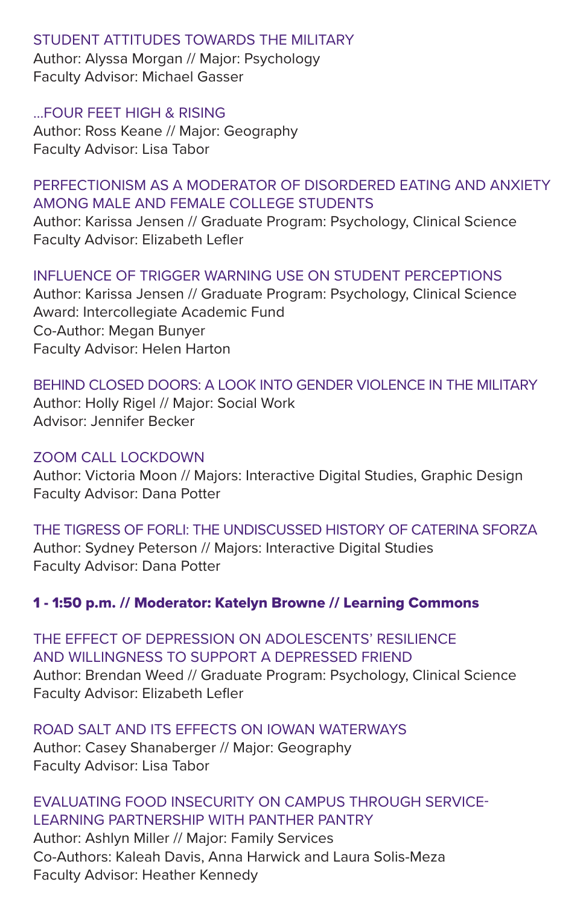### STUDENT ATTITUDES TOWARDS THE MILITARY

Author: Alyssa Morgan // Major: Psychology
Faculty Advisor: Michael Gasser

### ...FOUR FEET HIGH & RISING

Author: Ross Keane // Major: Geography
Faculty Advisor: Lisa Tabor

### PERFECTIONISM AS A MODERATOR OF DISORDERED EATING AND ANXIETY AMONG MALE AND FEMALE COLLEGE STUDENTS

Author: Karissa Jensen // Graduate Program: Psychology, Clinical Science
Faculty Advisor: Elizabeth Lefler

### INFLUENCE OF TRIGGER WARNING USE ON STUDENT PERCEPTIONS

Author: Karissa Jensen // Graduate Program: Psychology, Clinical Science
Award: Intercollegiate Academic Fund
Co-Author: Megan Bunyer
Faculty Advisor: Helen Harton

### BEHIND CLOSED DOORS: A LOOK INTO GENDER VIOLENCE IN THE MILITARY

Author: Holly Rigel // Major: Social Work
Advisor: Jennifer Becker

### ZOOM CALL LOCKDOWN

Author: Victoria Moon // Majors: Interactive Digital Studies, Graphic Design
Faculty Advisor: Dana Potter

### THE TIGRESS OF FORLI: THE UNDISCUSSED HISTORY OF CATERINA SFORZA

Author: Sydney Peterson // Majors: Interactive Digital Studies
Faculty Advisor: Dana Potter

**1 - 1:50 p.m. // Moderator: Katelyn Browne // Learning Commons**

### THE EFFECT OF DEPRESSION ON ADOLESCENTS' RESILIENCE AND WILLINGNESS TO SUPPORT A DEPRESSED FRIEND

Author: Brendan Weed // Graduate Program: Psychology, Clinical Science
Faculty Advisor: Elizabeth Lefler

### ROAD SALT AND ITS EFFECTS ON IOWAN WATERWAYS

Author: Casey Shanaberger // Major: Geography
Faculty Advisor: Lisa Tabor

### EVALUATING FOOD INSECURITY ON CAMPUS THROUGH SERVICE-LEARNING PARTNERSHIP WITH PANTHER PANTRY

Author: Ashlyn Miller // Major: Family Services
Co-Authors: Kaleah Davis, Anna Harwick and Laura Solis-Meza
Faculty Advisor: Heather Kennedy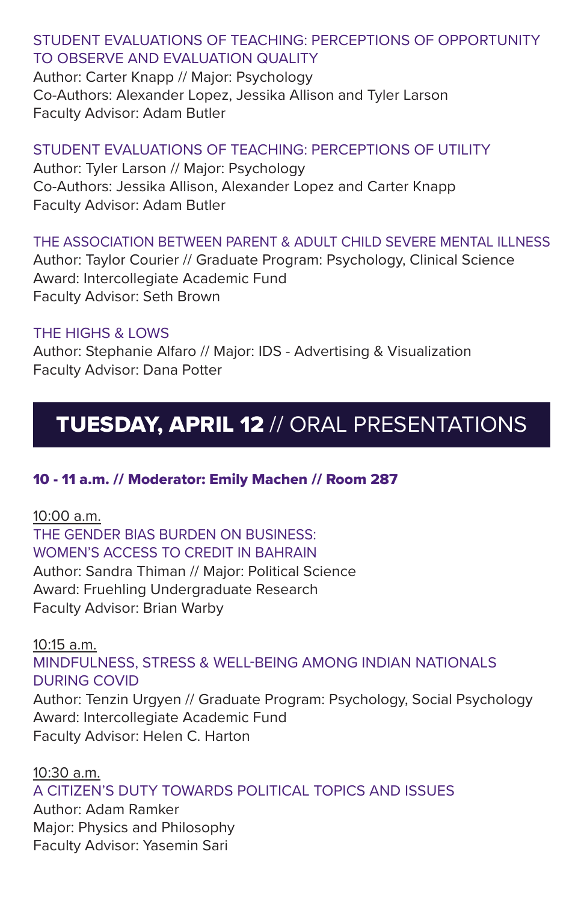STUDENT EVALUATIONS OF TEACHING: PERCEPTIONS OF OPPORTUNITY TO OBSERVE AND EVALUATION QUALITY
Author: Carter Knapp // Major: Psychology
Co-Authors: Alexander Lopez, Jessika Allison and Tyler Larson
Faculty Advisor: Adam Butler

STUDENT EVALUATIONS OF TEACHING: PERCEPTIONS OF UTILITY
Author: Tyler Larson // Major: Psychology
Co-Authors: Jessika Allison, Alexander Lopez and Carter Knapp
Faculty Advisor: Adam Butler

THE ASSOCIATION BETWEEN PARENT & ADULT CHILD SEVERE MENTAL ILLNESS
Author: Taylor Courier // Graduate Program: Psychology, Clinical Science
Award: Intercollegiate Academic Fund
Faculty Advisor: Seth Brown

THE HIGHS & LOWS
Author: Stephanie Alfaro // Major: IDS - Advertising & Visualization
Faculty Advisor: Dana Potter

## TUESDAY, APRIL 12 // ORAL PRESENTATIONS

**10 - 11 a.m. // Moderator: Emily Machen // Room 287**

10:00 a.m.
THE GENDER BIAS BURDEN ON BUSINESS: WOMEN'S ACCESS TO CREDIT IN BAHRAIN
Author: Sandra Thiman // Major: Political Science
Award: Fruehling Undergraduate Research
Faculty Advisor: Brian Warby

10:15 a.m.
MINDFULNESS, STRESS & WELL-BEING AMONG INDIAN NATIONALS DURING COVID
Author: Tenzin Urgyen // Graduate Program: Psychology, Social Psychology
Award: Intercollegiate Academic Fund
Faculty Advisor: Helen C. Harton

10:30 a.m.
A CITIZEN'S DUTY TOWARDS POLITICAL TOPICS AND ISSUES
Author: Adam Ramker
Major: Physics and Philosophy
Faculty Advisor: Yasemin Sari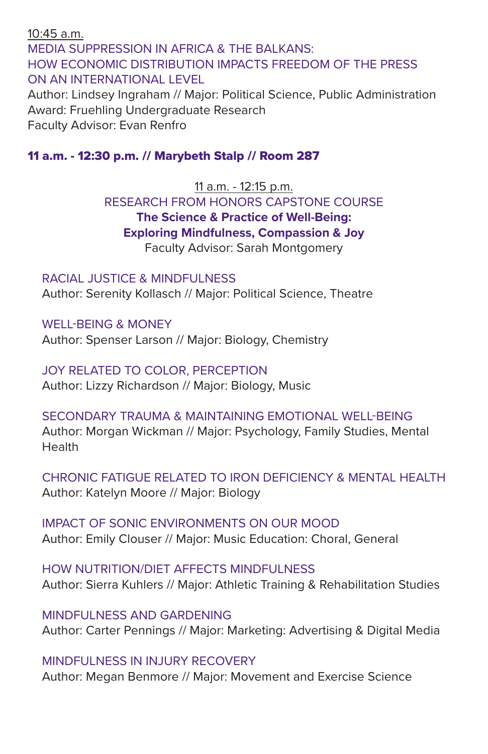10:45 a.m.

MEDIA SUPPRESSION IN AFRICA & THE BALKANS: HOW ECONOMIC DISTRIBUTION IMPACTS FREEDOM OF THE PRESS ON AN INTERNATIONAL LEVEL

Author: Lindsey Ingraham // Major: Political Science, Public Administration
Award: Fruehling Undergraduate Research
Faculty Advisor: Evan Renfro

**11 a.m. - 12:30 p.m. // Marybeth Stalp // Room 287**

11 a.m. - 12:15 p.m.

RESEARCH FROM HONORS CAPSTONE COURSE

**The Science & Practice of Well-Being: Exploring Mindfulness, Compassion & Joy**

Faculty Advisor: Sarah Montgomery

RACIAL JUSTICE & MINDFULNESS
Author: Serenity Kollasch // Major: Political Science, Theatre

WELL-BEING & MONEY
Author: Spenser Larson // Major: Biology, Chemistry

JOY RELATED TO COLOR, PERCEPTION
Author: Lizzy Richardson // Major: Biology, Music

SECONDARY TRAUMA & MAINTAINING EMOTIONAL WELL-BEING
Author: Morgan Wickman // Major: Psychology, Family Studies, Mental Health

CHRONIC FATIGUE RELATED TO IRON DEFICIENCY & MENTAL HEALTH
Author: Katelyn Moore // Major: Biology

IMPACT OF SONIC ENVIRONMENTS ON OUR MOOD
Author: Emily Clouser // Major: Music Education: Choral, General

HOW NUTRITION/DIET AFFECTS MINDFULNESS
Author: Sierra Kuhlers // Major: Athletic Training & Rehabilitation Studies

MINDFULNESS AND GARDENING
Author: Carter Pennings // Major: Marketing: Advertising & Digital Media

MINDFULNESS IN INJURY RECOVERY
Author: Megan Benmore // Major: Movement and Exercise Science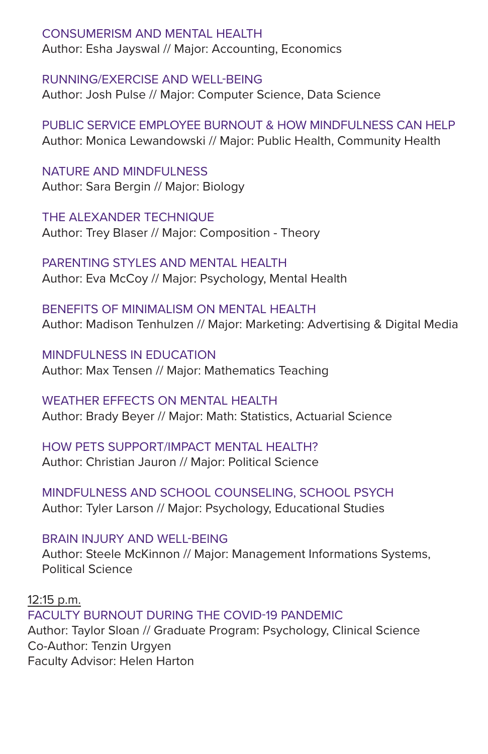CONSUMERISM AND MENTAL HEALTH
Author: Esha Jayswal // Major: Accounting, Economics

RUNNING/EXERCISE AND WELL-BEING
Author: Josh Pulse // Major: Computer Science, Data Science

PUBLIC SERVICE EMPLOYEE BURNOUT & HOW MINDFULNESS CAN HELP
Author: Monica Lewandowski // Major: Public Health, Community Health

NATURE AND MINDFULNESS
Author: Sara Bergin // Major: Biology

THE ALEXANDER TECHNIQUE
Author: Trey Blaser // Major: Composition - Theory

PARENTING STYLES AND MENTAL HEALTH
Author: Eva McCoy // Major: Psychology, Mental Health

BENEFITS OF MINIMALISM ON MENTAL HEALTH
Author: Madison Tenhulzen // Major: Marketing: Advertising & Digital Media

MINDFULNESS IN EDUCATION
Author: Max Tensen // Major: Mathematics Teaching

WEATHER EFFECTS ON MENTAL HEALTH
Author: Brady Beyer // Major: Math: Statistics, Actuarial Science

HOW PETS SUPPORT/IMPACT MENTAL HEALTH?
Author: Christian Jauron // Major: Political Science

MINDFULNESS AND SCHOOL COUNSELING, SCHOOL PSYCH
Author: Tyler Larson // Major: Psychology, Educational Studies

BRAIN INJURY AND WELL-BEING
Author: Steele McKinnon // Major: Management Informations Systems, Political Science

12:15 p.m.

FACULTY BURNOUT DURING THE COVID-19 PANDEMIC
Author: Taylor Sloan // Graduate Program: Psychology, Clinical Science
Co-Author: Tenzin Urgyen
Faculty Advisor: Helen Harton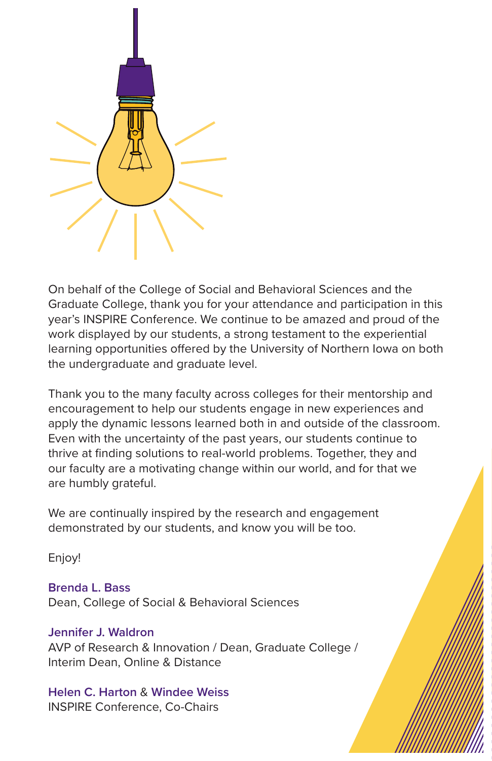On behalf of the College of Social and Behavioral Sciences and the Graduate College, thank you for your attendance and participation in this year's INSPIRE Conference. We continue to be amazed and proud of the work displayed by our students, a strong testament to the experiential learning opportunities offered by the University of Northern Iowa on both the undergraduate and graduate level.

Thank you to the many faculty across colleges for their mentorship and encouragement to help our students engage in new experiences and apply the dynamic lessons learned both in and outside of the classroom. Even with the uncertainty of the past years, our students continue to thrive at finding solutions to real-world problems. Together, they and our faculty are a motivating change within our world, and for that we are humbly grateful.

We are continually inspired by the research and engagement demonstrated by our students, and know you will be too.

Enjoy!

**Brenda L. Bass**
Dean, College of Social & Behavioral Sciences

**Jennifer J. Waldron**
AVP of Research & Innovation / Dean, Graduate College / Interim Dean, Online & Distance

**Helen C. Harton** & **Windee Weiss**
INSPIRE Conference, Co-Chairs